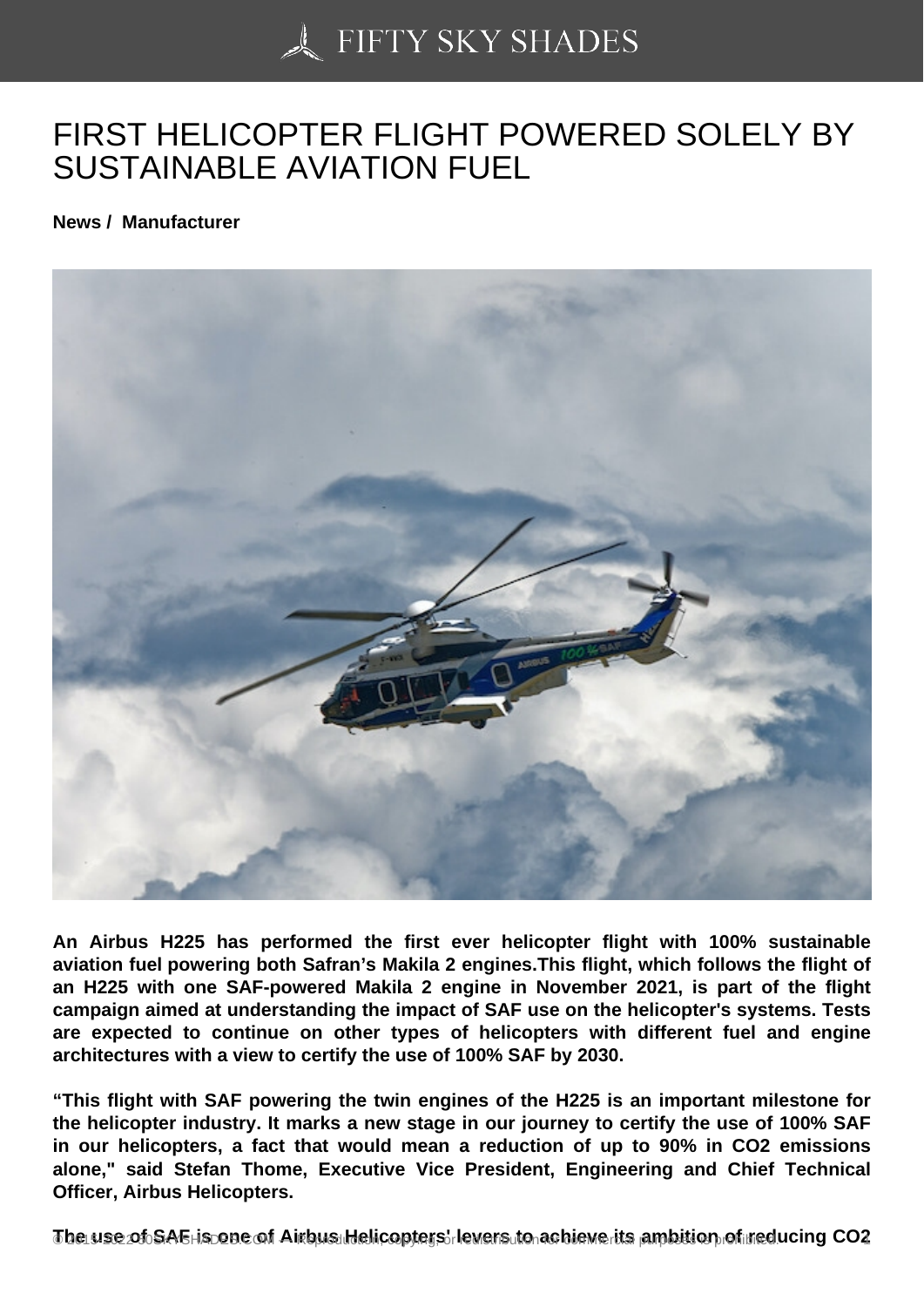# FIRST HELICOPTER FLIGHT POWERED SOLELY BY SUSTAINABLE AVIATION FUEL

**News / Manufacturer**

**An Airbus H225 has performed the first ever helicopter flight with 100% sustainable aviation fuel powering both Safran's Makila 2 engines.This flight, which follows the flight of an H225 with one SAF-powered Makila 2 engine in November 2021, is part of the flight campaign aimed at understanding the impact of SAF use on the helicopter's systems. Tests are expected to continue on other types of helicopters with different fuel and engine architectures with a view to certify the use of 100% SAF by 2030.**

**"This flight with SAF powering the twin engines of the H225 is an important milestone for the helicopter industry. It marks a new stage in our journey to certify the use of 100% SAF in our helicopters, a fact that would mean a reduction of up to 90% in CO2 emissions alone," said Stefan Thome, Executive Vice President, Engineering and Chief Technical Officer, Airbus Helicopters.**

**The use of SAF is one of Airbus Helicopters' levers to achieve its ambition of reducing CO2**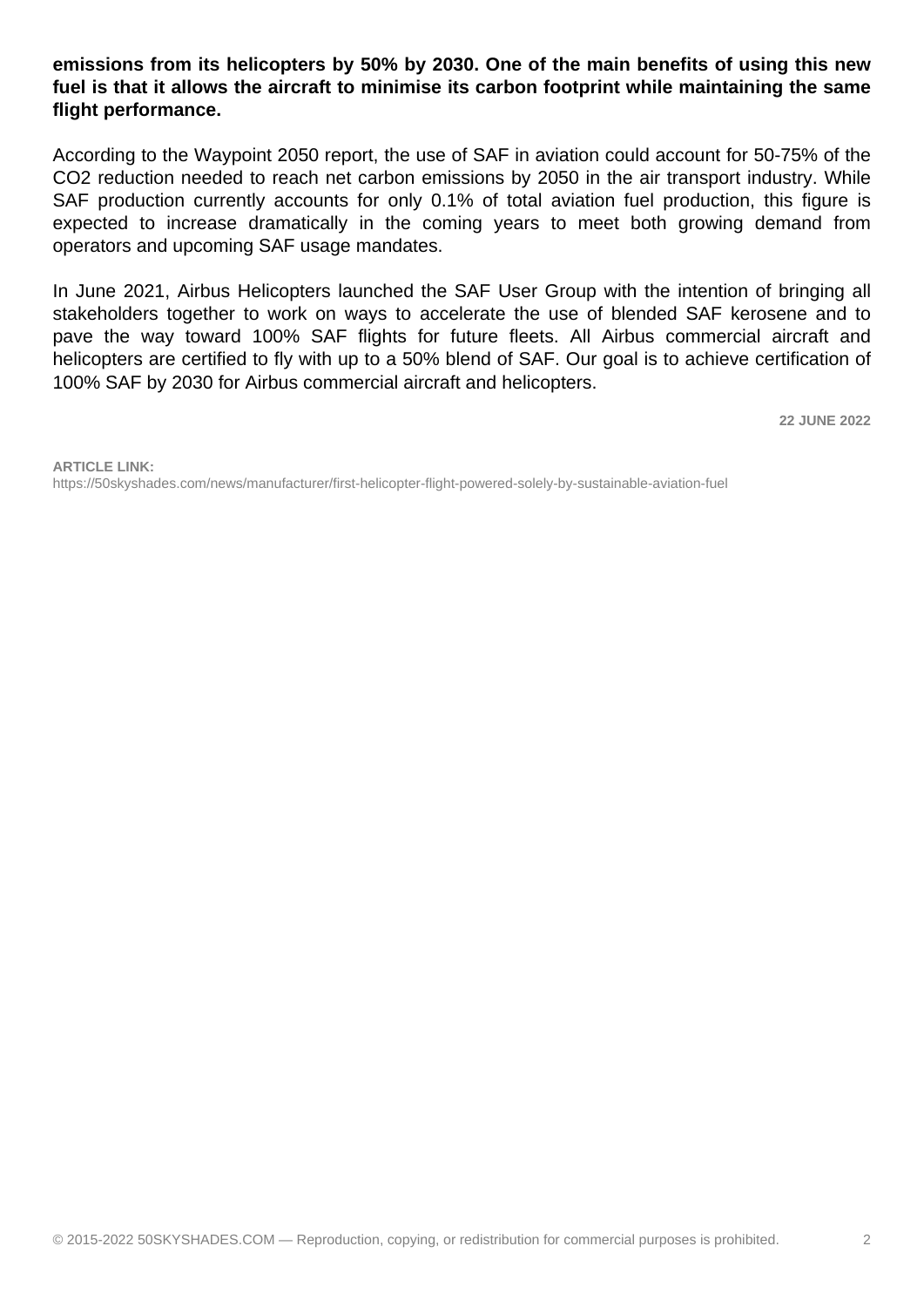**emissions from its helicopters by 50% by 2030. One of the main benefits of using this new fuel is that it allows the aircraft to minimise its carbon footprint while maintaining the same flight performance.**

According to the Waypoint 2050 report, the use of SAF in aviation could account for 50-75% of the $CO_2$ reduction needed to reach net carbon emissions by 2050 in the air transport industry. While SAF production currently accounts for only 0.1% of total aviation fuel production, this figure is expected to increase dramatically in the coming years to meet both growing demand from operators and upcoming SAF usage mandates.

In June 2021, Airbus Helicopters launched the SAF User Group with the intention of bringing all stakeholders together to work on ways to accelerate the use of blended SAF kerosene and to pave the way toward 100% SAF flights for future fleets. All Airbus commercial aircraft and helicopters are certified to fly with up to a 50% blend of SAF. Our goal is to achieve certification of 100% SAF by 2030 for Airbus commercial aircraft and helicopters.

**22 JUNE 2022**

**ARTICLE LINK:**
https://50skyshades.com/news/manufacturer/first-helicopter-flight-powered-solely-by-sustainable-aviation-fuel

© 2015-2022 50SKYSHADES.COM — Reproduction, copying, or redistribution for commercial purposes is prohibited.